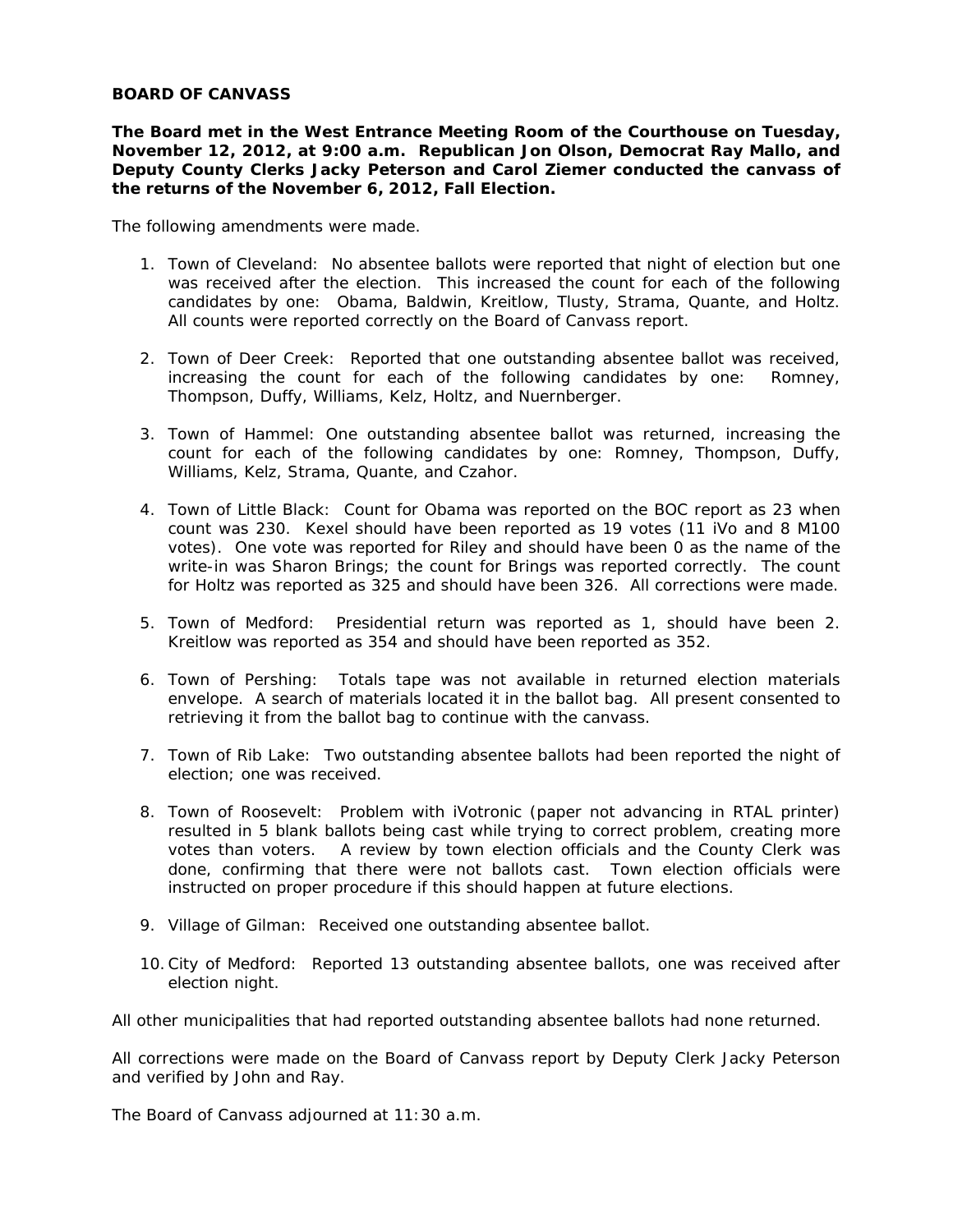**BOARD OF CANVASS**

**The Board met in the West Entrance Meeting Room of the Courthouse on Tuesday, November 12, 2012, at 9:00 a.m. Republican Jon Olson, Democrat Ray Mallo, and Deputy County Clerks Jacky Peterson and Carol Ziemer conducted the canvass of the returns of the November 6, 2012, Fall Election.**

The following amendments were made.

1. Town of Cleveland: No absentee ballots were reported that night of election but one was received after the election. This increased the count for each of the following candidates by one: Obama, Baldwin, Kreitlow, Tlusty, Strama, Quante, and Holtz. All counts were reported correctly on the Board of Canvass report.

2. Town of Deer Creek: Reported that one outstanding absentee ballot was received, increasing the count for each of the following candidates by one: Romney, Thompson, Duffy, Williams, Kelz, Holtz, and Nuernberger.

3. Town of Hammel: One outstanding absentee ballot was returned, increasing the count for each of the following candidates by one: Romney, Thompson, Duffy, Williams, Kelz, Strama, Quante, and Czahor.

4. Town of Little Black: Count for Obama was reported on the BOC report as 23 when count was 230. Kexel should have been reported as 19 votes (11 iVo and 8 M100 votes). One vote was reported for Riley and should have been 0 as the name of the write-in was Sharon Brings; the count for Brings was reported correctly. The count for Holtz was reported as 325 and should have been 326. All corrections were made.

5. Town of Medford: Presidential return was reported as 1, should have been 2. Kreitlow was reported as 354 and should have been reported as 352.

6. Town of Pershing: Totals tape was not available in returned election materials envelope. A search of materials located it in the ballot bag. All present consented to retrieving it from the ballot bag to continue with the canvass.

7. Town of Rib Lake: Two outstanding absentee ballots had been reported the night of election; one was received.

8. Town of Roosevelt: Problem with iVotronic (paper not advancing in RTAL printer) resulted in 5 blank ballots being cast while trying to correct problem, creating more votes than voters. A review by town election officials and the County Clerk was done, confirming that there were not ballots cast. Town election officials were instructed on proper procedure if this should happen at future elections.

9. Village of Gilman: Received one outstanding absentee ballot.

10. City of Medford: Reported 13 outstanding absentee ballots, one was received after election night.

All other municipalities that had reported outstanding absentee ballots had none returned.

All corrections were made on the Board of Canvass report by Deputy Clerk Jacky Peterson and verified by John and Ray.

The Board of Canvass adjourned at 11:30 a.m.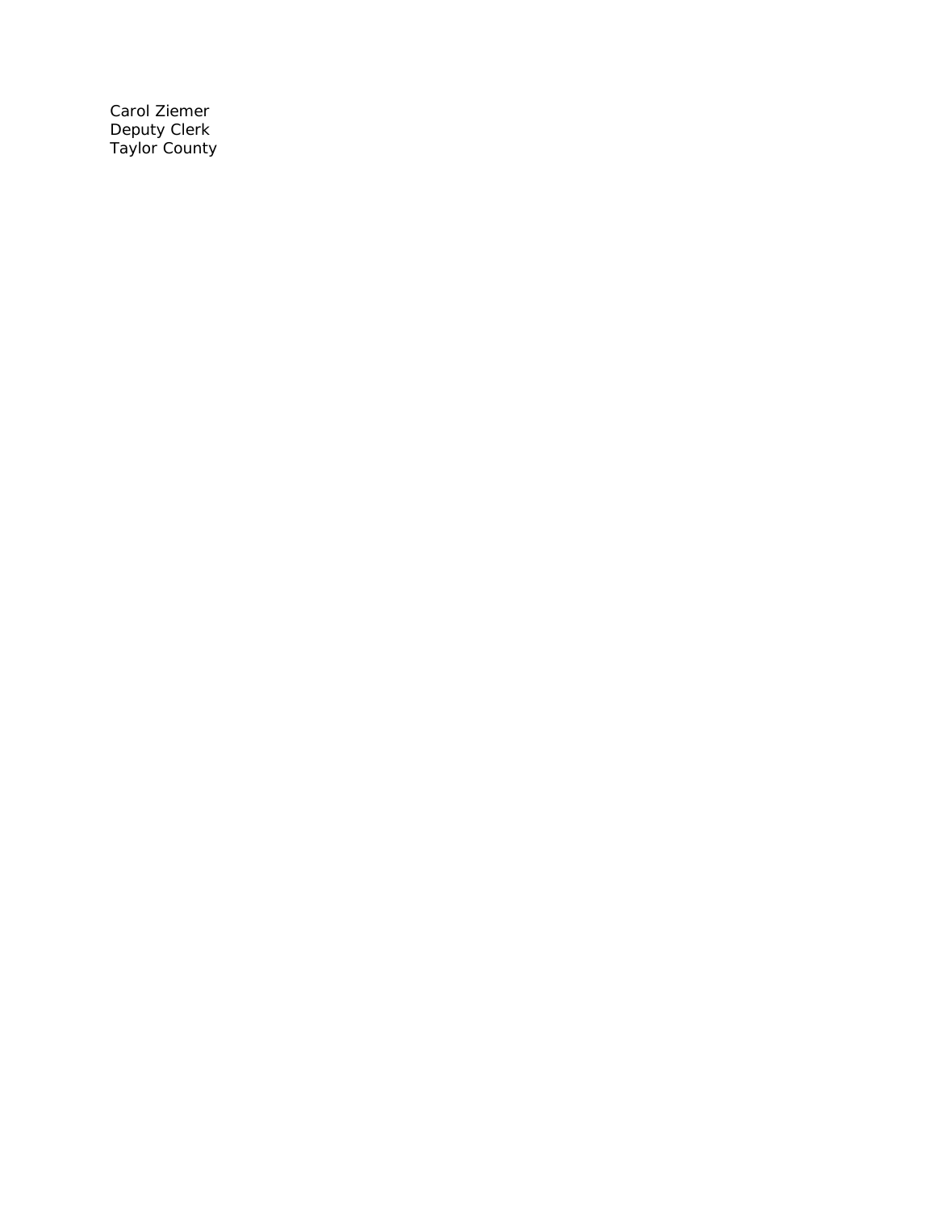Carol Ziemer
Deputy Clerk
Taylor County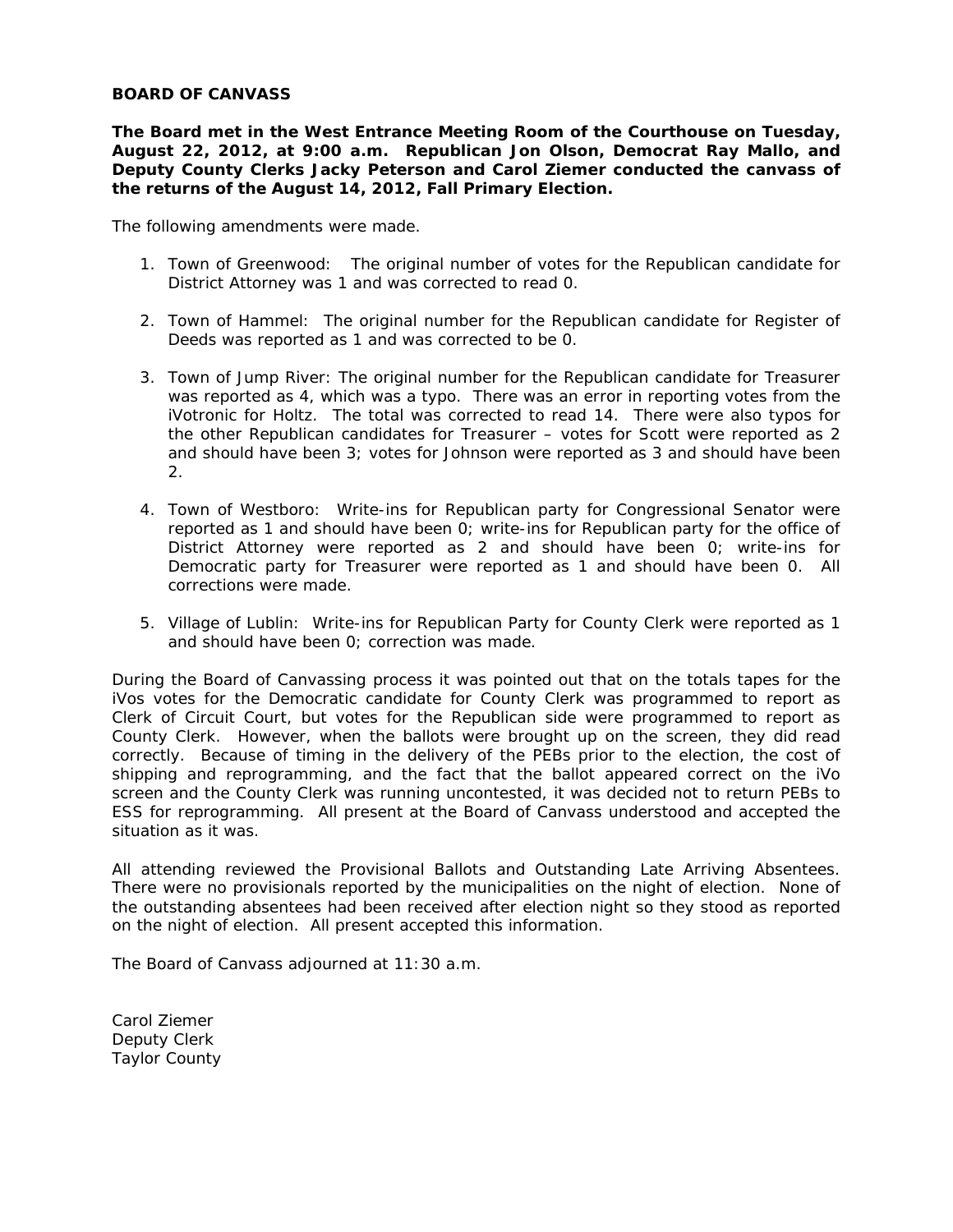**BOARD OF CANVASS**

**The Board met in the West Entrance Meeting Room of the Courthouse on Tuesday, August 22, 2012, at 9:00 a.m. Republican Jon Olson, Democrat Ray Mallo, and Deputy County Clerks Jacky Peterson and Carol Ziemer conducted the canvass of the returns of the August 14, 2012, Fall Primary Election.**

The following amendments were made.

1. Town of Greenwood: The original number of votes for the Republican candidate for District Attorney was 1 and was corrected to read 0.

2. Town of Hammel: The original number for the Republican candidate for Register of Deeds was reported as 1 and was corrected to be 0.

3. Town of Jump River: The original number for the Republican candidate for Treasurer was reported as 4, which was a typo. There was an error in reporting votes from the iVotronic for Holtz. The total was corrected to read 14. There were also typos for the other Republican candidates for Treasurer – votes for Scott were reported as 2 and should have been 3; votes for Johnson were reported as 3 and should have been 2.

4. Town of Westboro: Write-ins for Republican party for Congressional Senator were reported as 1 and should have been 0; write-ins for Republican party for the office of District Attorney were reported as 2 and should have been 0; write-ins for Democratic party for Treasurer were reported as 1 and should have been 0. All corrections were made.

5. Village of Lublin: Write-ins for Republican Party for County Clerk were reported as 1 and should have been 0; correction was made.

During the Board of Canvassing process it was pointed out that on the totals tapes for the iVos votes for the Democratic candidate for County Clerk was programmed to report as Clerk of Circuit Court, but votes for the Republican side were programmed to report as County Clerk. However, when the ballots were brought up on the screen, they did read correctly. Because of timing in the delivery of the PEBs prior to the election, the cost of shipping and reprogramming, and the fact that the ballot appeared correct on the iVo screen and the County Clerk was running uncontested, it was decided not to return PEBs to ESS for reprogramming. All present at the Board of Canvass understood and accepted the situation as it was.

All attending reviewed the Provisional Ballots and Outstanding Late Arriving Absentees. There were no provisionals reported by the municipalities on the night of election. None of the outstanding absentees had been received after election night so they stood as reported on the night of election. All present accepted this information.

The Board of Canvass adjourned at 11:30 a.m.

Carol Ziemer
Deputy Clerk
Taylor County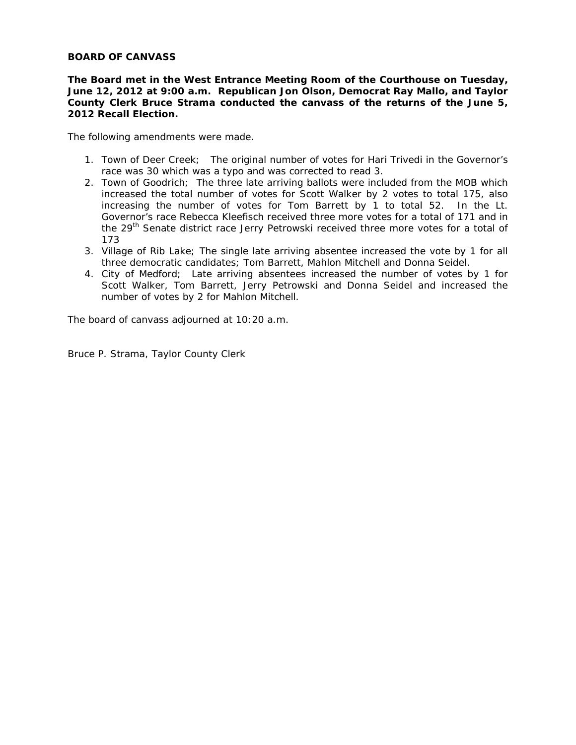## BOARD OF CANVASS

**The Board met in the West Entrance Meeting Room of the Courthouse on Tuesday, June 12, 2012 at 9:00 a.m. Republican Jon Olson, Democrat Ray Mallo, and Taylor County Clerk Bruce Strama conducted the canvass of the returns of the June 5, 2012 Recall Election.**

The following amendments were made.

1. Town of Deer Creek; The original number of votes for Hari Trivedi in the Governor's race was 30 which was a typo and was corrected to read 3.
2. Town of Goodrich; The three late arriving ballots were included from the MOB which increased the total number of votes for Scott Walker by 2 votes to total 175, also increasing the number of votes for Tom Barrett by 1 to total 52. In the Lt. Governor's race Rebecca Kleefisch received three more votes for a total of 171 and in the 29th Senate district race Jerry Petrowski received three more votes for a total of 173
3. Village of Rib Lake; The single late arriving absentee increased the vote by 1 for all three democratic candidates; Tom Barrett, Mahlon Mitchell and Donna Seidel.
4. City of Medford; Late arriving absentees increased the number of votes by 1 for Scott Walker, Tom Barrett, Jerry Petrowski and Donna Seidel and increased the number of votes by 2 for Mahlon Mitchell.

The board of canvass adjourned at 10:20 a.m.

Bruce P. Strama, Taylor County Clerk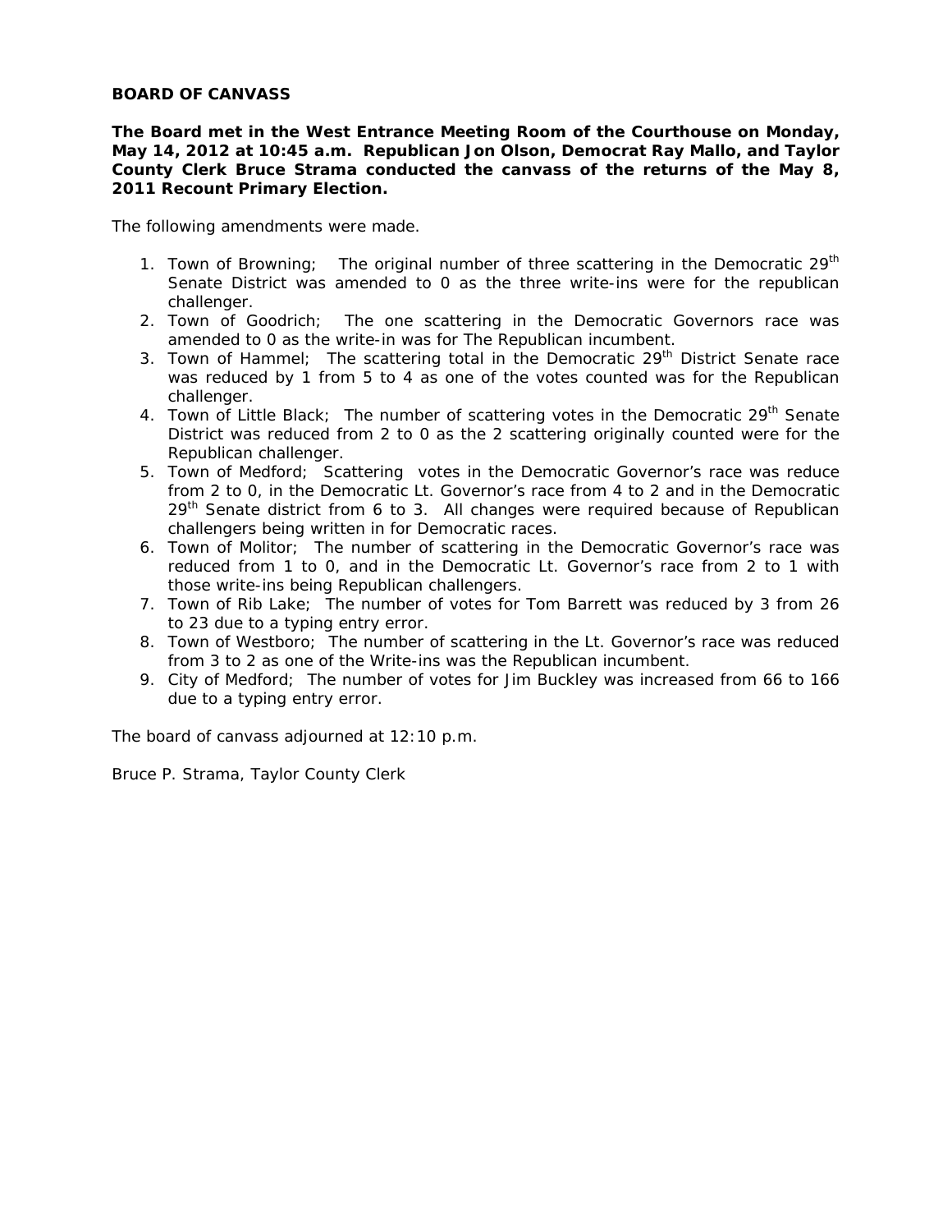**BOARD OF CANVASS**

**The Board met in the West Entrance Meeting Room of the Courthouse on Monday, May 14, 2012 at 10:45 a.m. Republican Jon Olson, Democrat Ray Mallo, and Taylor County Clerk Bruce Strama conducted the canvass of the returns of the May 8, 2011 Recount Primary Election.**

The following amendments were made.

1. Town of Browning; The original number of three scattering in the Democratic 29th Senate District was amended to 0 as the three write-ins were for the republican challenger.
2. Town of Goodrich; The one scattering in the Democratic Governors race was amended to 0 as the write-in was for The Republican incumbent.
3. Town of Hammel; The scattering total in the Democratic 29th District Senate race was reduced by 1 from 5 to 4 as one of the votes counted was for the Republican challenger.
4. Town of Little Black; The number of scattering votes in the Democratic 29th Senate District was reduced from 2 to 0 as the 2 scattering originally counted were for the Republican challenger.
5. Town of Medford; Scattering votes in the Democratic Governor's race was reduce from 2 to 0, in the Democratic Lt. Governor's race from 4 to 2 and in the Democratic 29th Senate district from 6 to 3. All changes were required because of Republican challengers being written in for Democratic races.
6. Town of Molitor; The number of scattering in the Democratic Governor's race was reduced from 1 to 0, and in the Democratic Lt. Governor's race from 2 to 1 with those write-ins being Republican challengers.
7. Town of Rib Lake; The number of votes for Tom Barrett was reduced by 3 from 26 to 23 due to a typing entry error.
8. Town of Westboro; The number of scattering in the Lt. Governor's race was reduced from 3 to 2 as one of the Write-ins was the Republican incumbent.
9. City of Medford; The number of votes for Jim Buckley was increased from 66 to 166 due to a typing entry error.

The board of canvass adjourned at 12:10 p.m.

Bruce P. Strama, Taylor County Clerk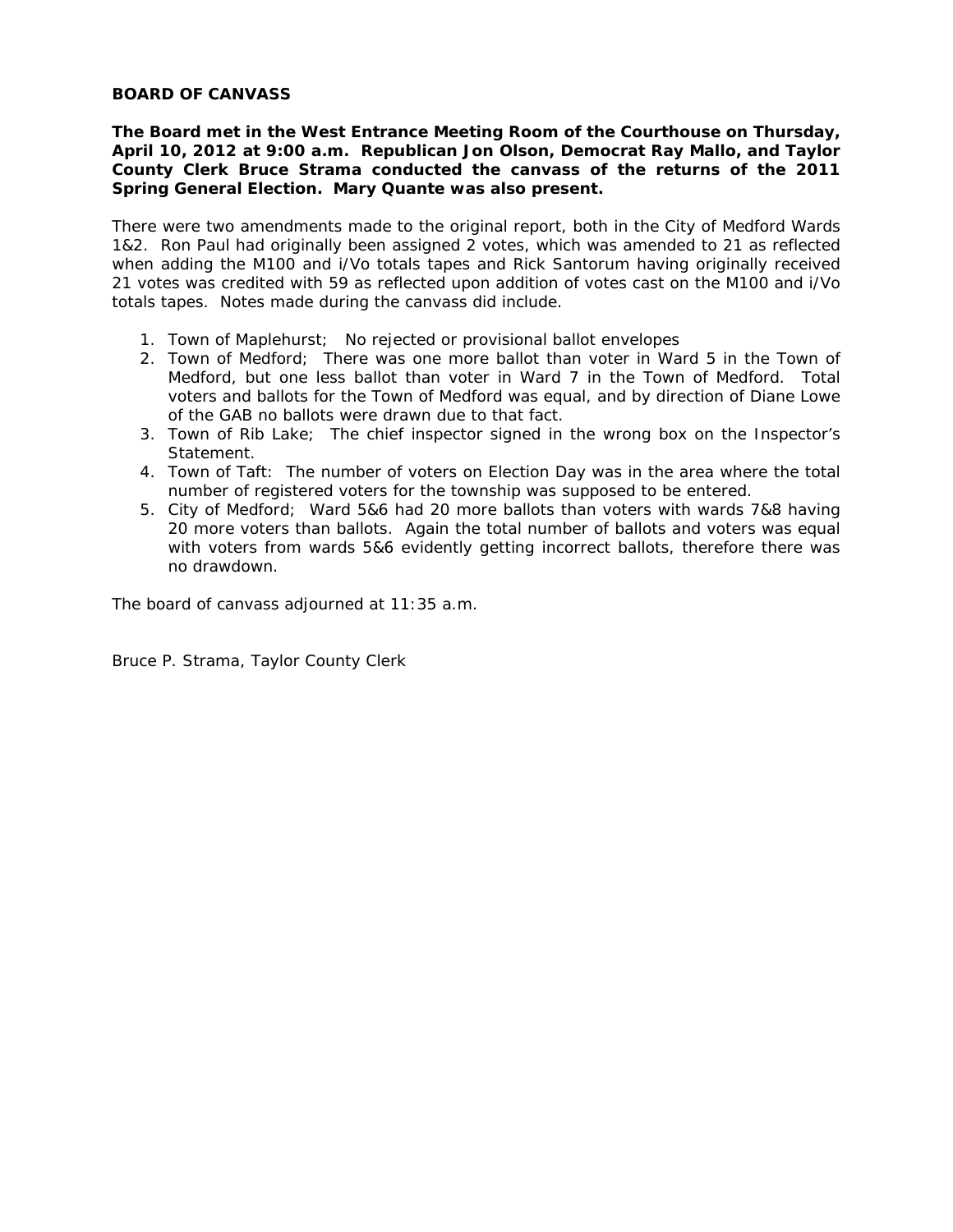**BOARD OF CANVASS**

**The Board met in the West Entrance Meeting Room of the Courthouse on Thursday, April 10, 2012 at 9:00 a.m. Republican Jon Olson, Democrat Ray Mallo, and Taylor County Clerk Bruce Strama conducted the canvass of the returns of the 2011 Spring General Election. Mary Quante was also present.**

There were two amendments made to the original report, both in the City of Medford Wards 1&2. Ron Paul had originally been assigned 2 votes, which was amended to 21 as reflected when adding the M100 and i/Vo totals tapes and Rick Santorum having originally received 21 votes was credited with 59 as reflected upon addition of votes cast on the M100 and i/Vo totals tapes. Notes made during the canvass did include.

1. Town of Maplehurst; No rejected or provisional ballot envelopes
2. Town of Medford; There was one more ballot than voter in Ward 5 in the Town of Medford, but one less ballot than voter in Ward 7 in the Town of Medford. Total voters and ballots for the Town of Medford was equal, and by direction of Diane Lowe of the GAB no ballots were drawn due to that fact.
3. Town of Rib Lake; The chief inspector signed in the wrong box on the Inspector's Statement.
4. Town of Taft: The number of voters on Election Day was in the area where the total number of registered voters for the township was supposed to be entered.
5. City of Medford; Ward 5&6 had 20 more ballots than voters with wards 7&8 having 20 more voters than ballots. Again the total number of ballots and voters was equal with voters from wards 5&6 evidently getting incorrect ballots, therefore there was no drawdown.

The board of canvass adjourned at 11:35 a.m.

Bruce P. Strama, Taylor County Clerk